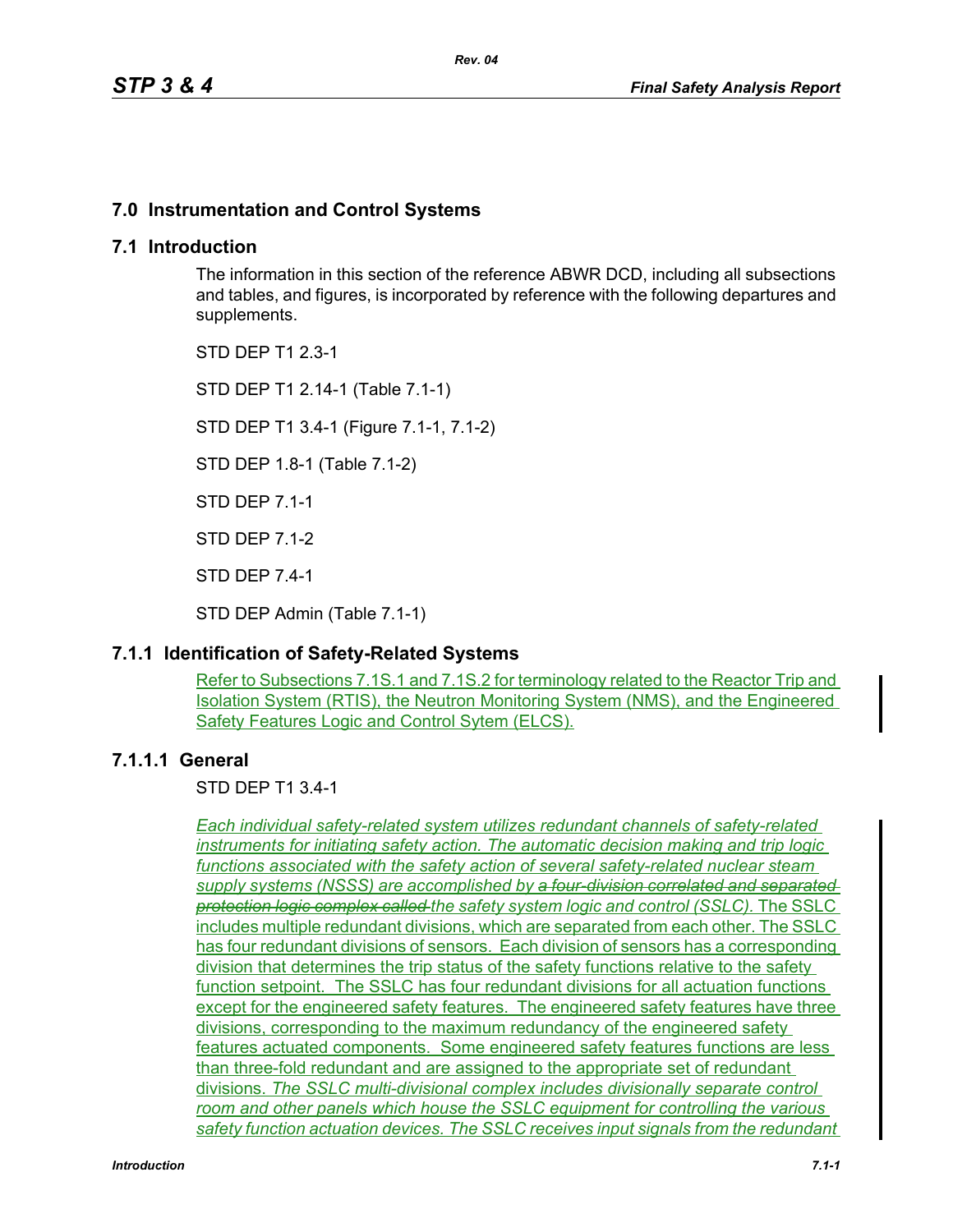# 7.0 Instrumentation and Control Systems

## 7.1 Introduction

The information in this section of the reference ABWR DCD, including all subsections and tables, and figures, is incorporated by reference with the following departures and supplements.

STD DEP T1 2.3-1

STD DEP T1 2.14-1 (Table 7.1-1)

STD DEP T1 3.4-1 (Figure 7.1-1, 7.1-2)

STD DEP 1.8-1 (Table 7.1-2)

STD DEP 7.1-1

STD DEP 7.1-2

STD DEP 7.4-1

STD DEP Admin (Table 7.1-1)

### 7.1.1 Identification of Safety-Related Systems

Refer to Subsections 7.1S.1 and 7.1S.2 for terminology related to the Reactor Trip and Isolation System (RTIS), the Neutron Monitoring System (NMS), and the Engineered Safety Features Logic and Control Sytem (ELCS).

#### 7.1.1.1 General

STD DEP T1 3.4-1

*Each individual safety-related system utilizes redundant channels of safety-related instruments for initiating safety action. The automatic decision making and trip logic functions associated with the safety action of several safety-related nuclear steam supply systems (NSSS) are accomplished by* ~~*a four-division correlated and separated protection logic complex called*~~ *the safety system logic and control (SSLC).* The SSLC includes multiple redundant divisions, which are separated from each other. The SSLC has four redundant divisions of sensors. Each division of sensors has a corresponding division that determines the trip status of the safety functions relative to the safety function setpoint. The SSLC has four redundant divisions for all actuation functions except for the engineered safety features. The engineered safety features have three divisions, corresponding to the maximum redundancy of the engineered safety features actuated components. Some engineered safety features functions are less than three-fold redundant and are assigned to the appropriate set of redundant divisions. *The SSLC multi-divisional complex includes divisionally separate control room and other panels which house the SSLC equipment for controlling the various safety function actuation devices. The SSLC receives input signals from the redundant*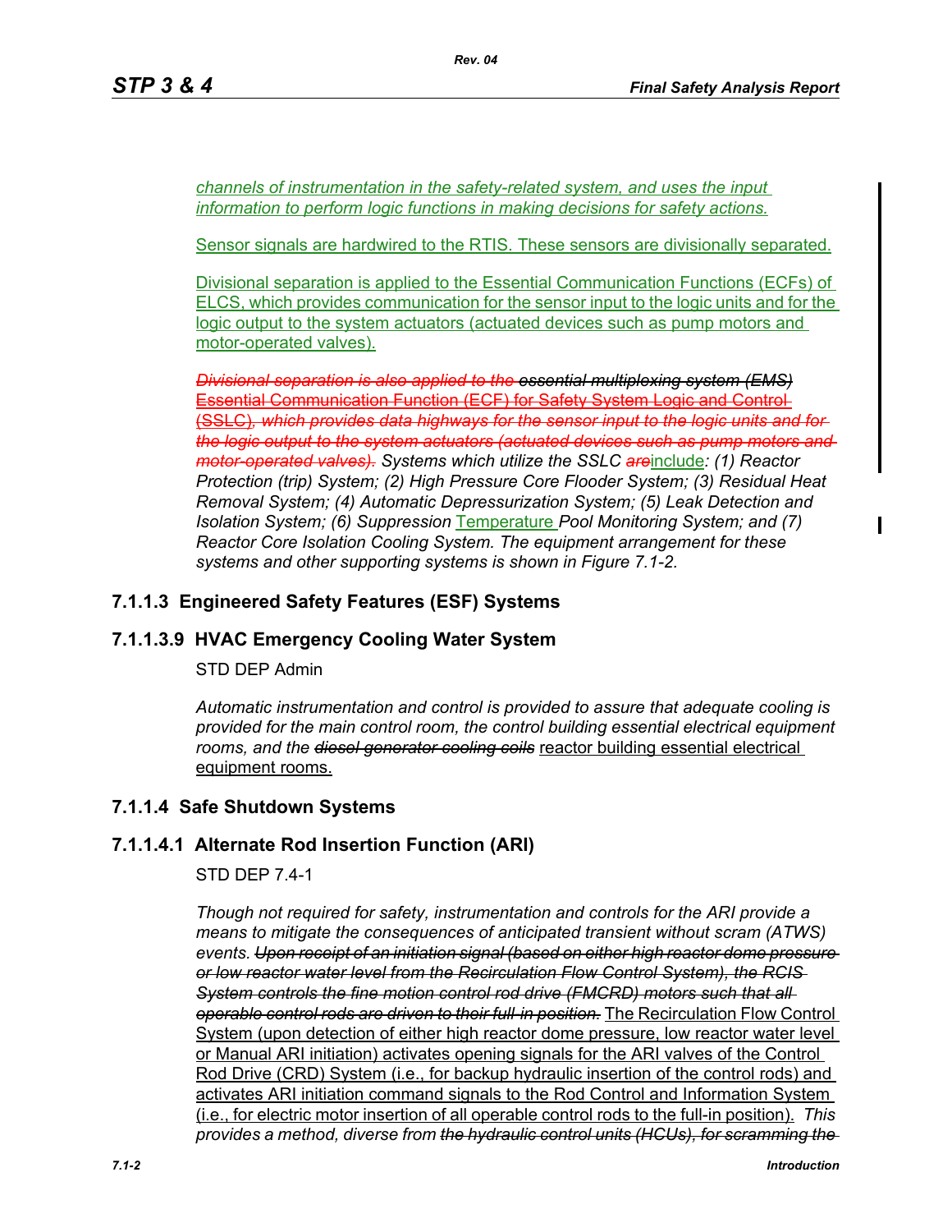*channels of instrumentation in the safety-related system, and uses the input information to perform logic functions in making decisions for safety actions.*

Sensor signals are hardwired to the RTIS. These sensors are divisionally separated.

Divisional separation is applied to the Essential Communication Functions (ECFs) of ELCS, which provides communication for the sensor input to the logic units and for the logic output to the system actuators (actuated devices such as pump motors and motor-operated valves).

~~*Divisional separation is also applied to the essential multiplexing system (EMS)*~~ ~~Essential Communication Function (ECF) for Safety System Logic and Control (SSLC)~~*, ~~which provides data highways for the sensor input to the logic units and for the logic output to the system actuators (actuated devices such as pump motors and motor-operated valves).~~ Systems which utilize the SSLC* ~~are~~include*: (1) Reactor Protection (trip) System; (2) High Pressure Core Flooder System; (3) Residual Heat Removal System; (4) Automatic Depressurization System; (5) Leak Detection and Isolation System; (6) Suppression* Temperature *Pool Monitoring System; and (7) Reactor Core Isolation Cooling System. The equipment arrangement for these systems and other supporting systems is shown in Figure 7.1-2.*

### 7.1.1.3 Engineered Safety Features (ESF) Systems

#### 7.1.1.3.9 HVAC Emergency Cooling Water System

STD DEP Admin

*Automatic instrumentation and control is provided to assure that adequate cooling is provided for the main control room, the control building essential electrical equipment rooms, and the* ~~*diesel generator cooling coils*~~ reactor building essential electrical equipment rooms.

### 7.1.1.4 Safe Shutdown Systems

#### 7.1.1.4.1 Alternate Rod Insertion Function (ARI)

STD DEP 7.4-1

*Though not required for safety, instrumentation and controls for the ARI provide a means to mitigate the consequences of anticipated transient without scram (ATWS) events.* ~~*Upon receipt of an initiation signal (based on either high reactor dome pressure or low reactor water level from the Recirculation Flow Control System), the RCIS System controls the fine motion control rod drive (FMCRD) motors such that all operable control rods are driven to their full-in position.*~~ The Recirculation Flow Control System (upon detection of either high reactor dome pressure, low reactor water level or Manual ARI initiation) activates opening signals for the ARI valves of the Control Rod Drive (CRD) System (i.e., for backup hydraulic insertion of the control rods) and activates ARI initiation command signals to the Rod Control and Information System (i.e., for electric motor insertion of all operable control rods to the full-in position). *This provides a method, diverse from* ~~*the hydraulic control units (HCUs), for scramming the*~~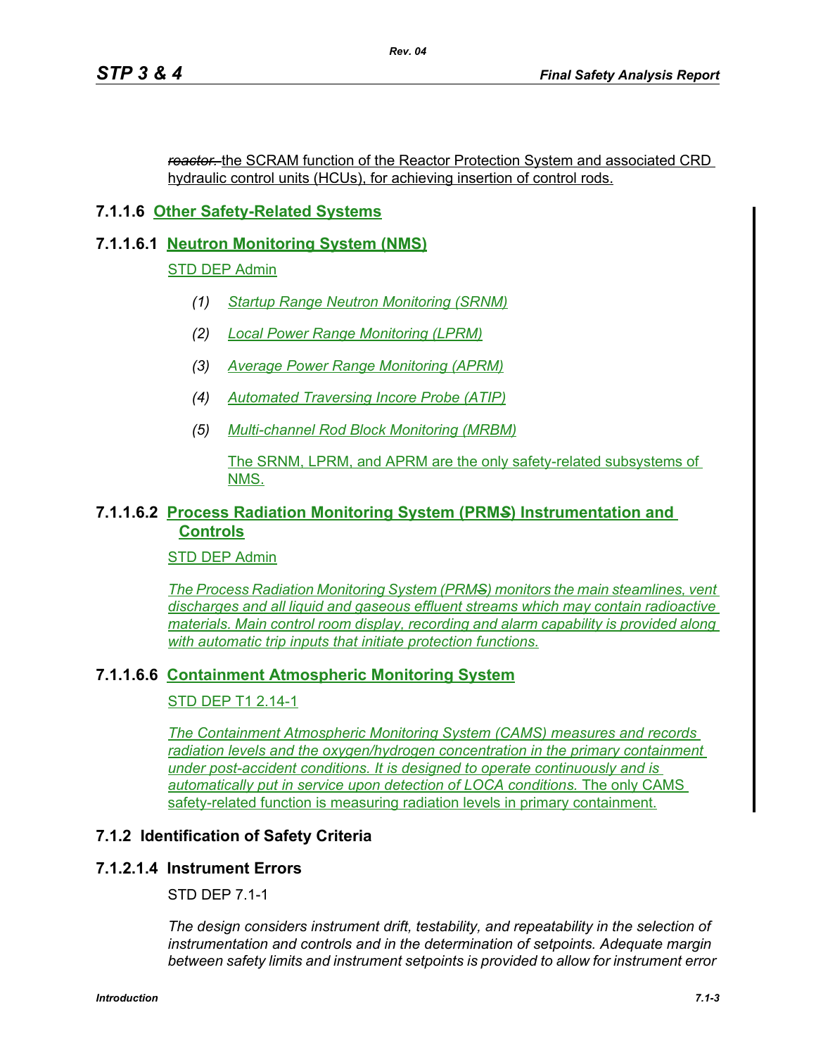~~*reactor.*~~ the SCRAM function of the Reactor Protection System and associated CRD hydraulic control units (HCUs), for achieving insertion of control rods.

### 7.1.1.6 Other Safety-Related Systems

#### 7.1.1.6.1 Neutron Monitoring System (NMS)

STD DEP Admin

*(1) Startup Range Neutron Monitoring (SRNM)*

*(2) Local Power Range Monitoring (LPRM)*

*(3) Average Power Range Monitoring (APRM)*

*(4) Automated Traversing Incore Probe (ATIP)*

*(5) Multi-channel Rod Block Monitoring (MRBM)*

The SRNM, LPRM, and APRM are the only safety-related subsystems of NMS.

#### 7.1.1.6.2 Process Radiation Monitoring System (PRM~~S~~) Instrumentation and Controls

STD DEP Admin

*The Process Radiation Monitoring System (PRM~~S~~) monitors the main steamlines, vent discharges and all liquid and gaseous effluent streams which may contain radioactive materials. Main control room display, recording and alarm capability is provided along with automatic trip inputs that initiate protection functions.*

#### 7.1.1.6.6 Containment Atmospheric Monitoring System

STD DEP T1 2.14-1

*The Containment Atmospheric Monitoring System (CAMS) measures and records radiation levels and the oxygen/hydrogen concentration in the primary containment under post-accident conditions. It is designed to operate continuously and is automatically put in service upon detection of LOCA conditions.* The only CAMS safety-related function is measuring radiation levels in primary containment.

### 7.1.2 Identification of Safety Criteria

#### 7.1.2.1.4 Instrument Errors

STD DEP 7.1-1

*The design considers instrument drift, testability, and repeatability in the selection of instrumentation and controls and in the determination of setpoints. Adequate margin between safety limits and instrument setpoints is provided to allow for instrument error*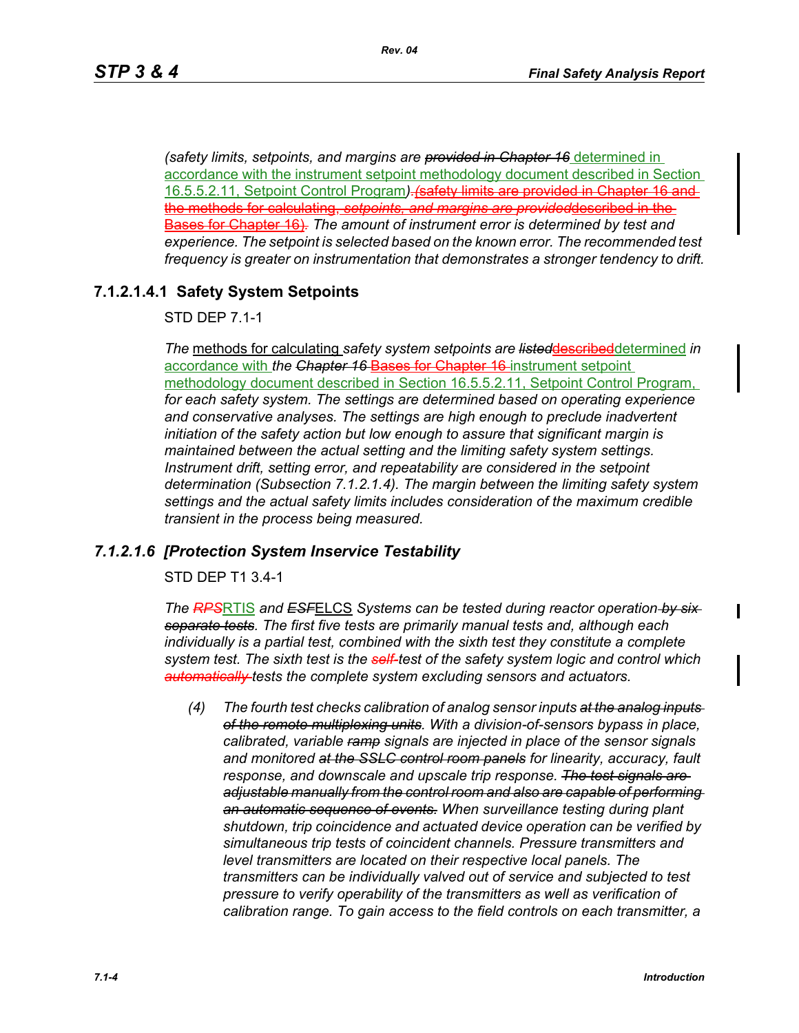*(safety limits, setpoints, and margins are ~~provided in Chapter 16~~* determined in accordance with the instrument setpoint methodology document described in Section 16.5.5.2.11, Setpoint Control Program*)*~~.(safety limits are provided in Chapter 16 and the methods for calculating, *setpoints, and margins are provided*described in the Bases for Chapter 16)~~*. The amount of instrument error is determined by test and experience. The setpoint is selected based on the known error. The recommended test frequency is greater on instrumentation that demonstrates a stronger tendency to drift.*

## 7.1.2.1.4.1 Safety System Setpoints

STD DEP 7.1-1

*The* methods for calculating *safety system setpoints are ~~listed~~*~~described~~determined *in* accordance with *the ~~Chapter 16~~* ~~Bases for Chapter 16~~ instrument setpoint methodology document described in Section 16.5.5.2.11, Setpoint Control Program, *for each safety system. The settings are determined based on operating experience and conservative analyses. The settings are high enough to preclude inadvertent initiation of the safety action but low enough to assure that significant margin is maintained between the actual setting and the limiting safety system settings. Instrument drift, setting error, and repeatability are considered in the setpoint determination (Subsection 7.1.2.1.4). The margin between the limiting safety system settings and the actual safety limits includes consideration of the maximum credible transient in the process being measured.*

## *7.1.2.1.6 [Protection System Inservice Testability*

STD DEP T1 3.4-1

*The ~~RPS~~*RTIS *and ~~ESF~~*ELCS *Systems can be tested during reactor operation ~~by six separate tests~~. The first five tests are primarily manual tests and, although each individually is a partial test, combined with the sixth test they constitute a complete system test. The sixth test is the ~~self-~~test of the safety system logic and control which ~~automatically~~ tests the complete system excluding sensors and actuators.*

*(4) The fourth test checks calibration of analog sensor inputs ~~at the analog inputs of the remote multiplexing units~~. With a division-of-sensors bypass in place, calibrated, variable ~~ramp~~ signals are injected in place of the sensor signals and monitored ~~at the SSLC control room panels~~ for linearity, accuracy, fault response, and downscale and upscale trip response. ~~The test signals are adjustable manually from the control room and also are capable of performing an automatic sequence of events.~~ When surveillance testing during plant shutdown, trip coincidence and actuated device operation can be verified by simultaneous trip tests of coincident channels. Pressure transmitters and level transmitters are located on their respective local panels. The transmitters can be individually valved out of service and subjected to test pressure to verify operability of the transmitters as well as verification of calibration range. To gain access to the field controls on each transmitter, a*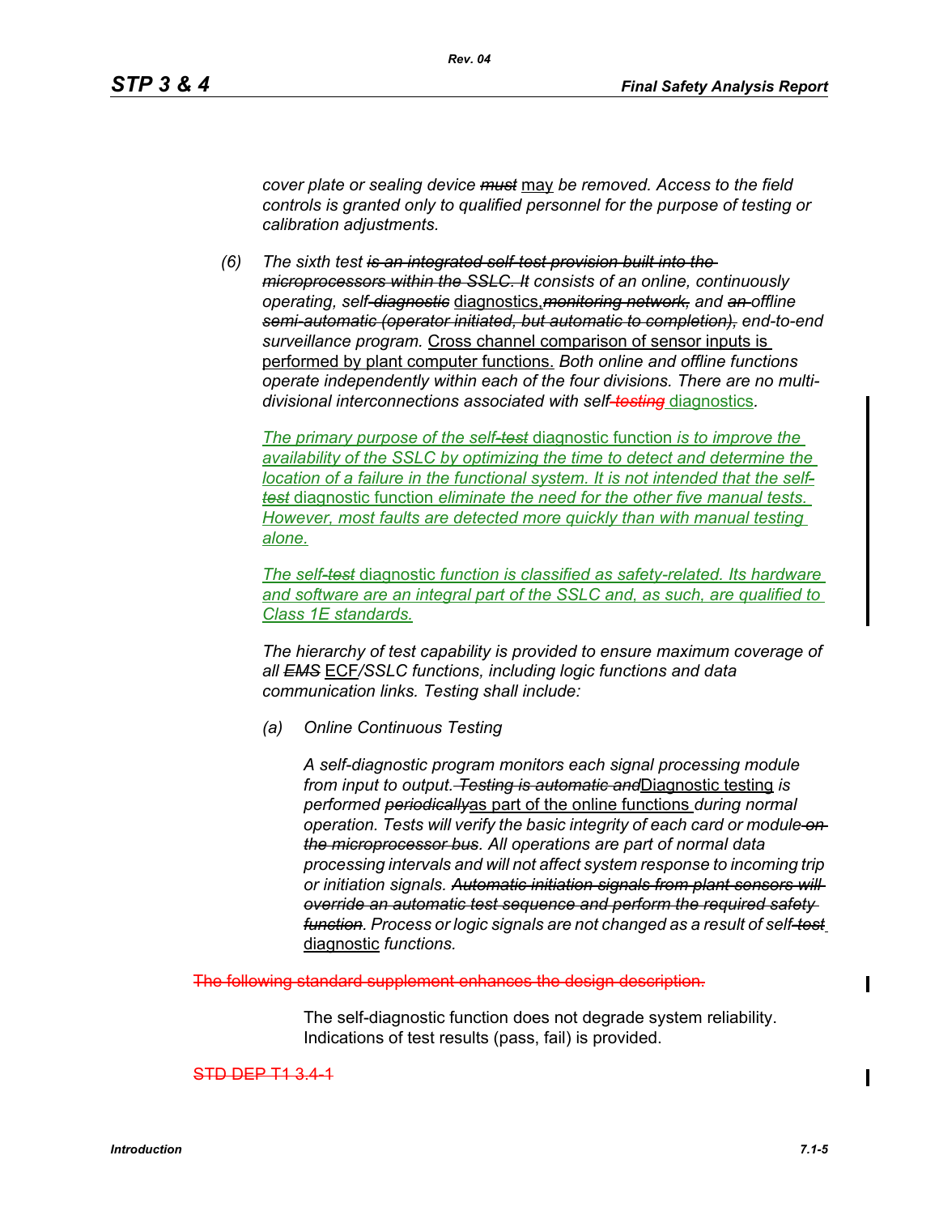*cover plate or sealing device ~~must~~* may *be removed. Access to the field controls is granted only to qualified personnel for the purpose of testing or calibration adjustments.*

*(6) The sixth test ~~is an integrated self-test provision built into the microprocessors within the SSLC. It~~ consists of an online, continuously operating, self~~-diagnostic~~* diagnostics,*~~monitoring network,~~ and ~~an~~ offline ~~semi-automatic (operator initiated, but automatic to completion),~~ end-to-end surveillance program.* Cross channel comparison of sensor inputs is performed by plant computer functions. *Both online and offline functions operate independently within each of the four divisions. There are no multi-divisional interconnections associated with self~~-testing~~* diagnostics.

*The primary purpose of the self~~-test~~* diagnostic function *is to improve the availability of the SSLC by optimizing the time to detect and determine the location of a failure in the functional system. It is not intended that the self~~-test~~* diagnostic function *eliminate the need for the other five manual tests. However, most faults are detected more quickly than with manual testing alone.*

*The self~~-test~~* diagnostic *function is classified as safety-related. Its hardware and software are an integral part of the SSLC and, as such, are qualified to Class 1E standards.*

*The hierarchy of test capability is provided to ensure maximum coverage of all ~~EMS~~* ECF*/SSLC functions, including logic functions and data communication links. Testing shall include:*

*(a) Online Continuous Testing*

*A self-diagnostic program monitors each signal processing module from input to output. ~~Testing is automatic and~~* Diagnostic testing *is performed ~~periodically~~* as part of the online functions *during normal operation. Tests will verify the basic integrity of each card or module ~~on the microprocessor bus~~. All operations are part of normal data processing intervals and will not affect system response to incoming trip or initiation signals. ~~Automatic initiation signals from plant sensors will override an automatic test sequence and perform the required safety function~~. Process or logic signals are not changed as a result of self~~-test~~* diagnostic *functions.*

~~The following standard supplement enhances the design description.~~

The self-diagnostic function does not degrade system reliability. Indications of test results (pass, fail) is provided.

~~STD DEP T1 3.4-1~~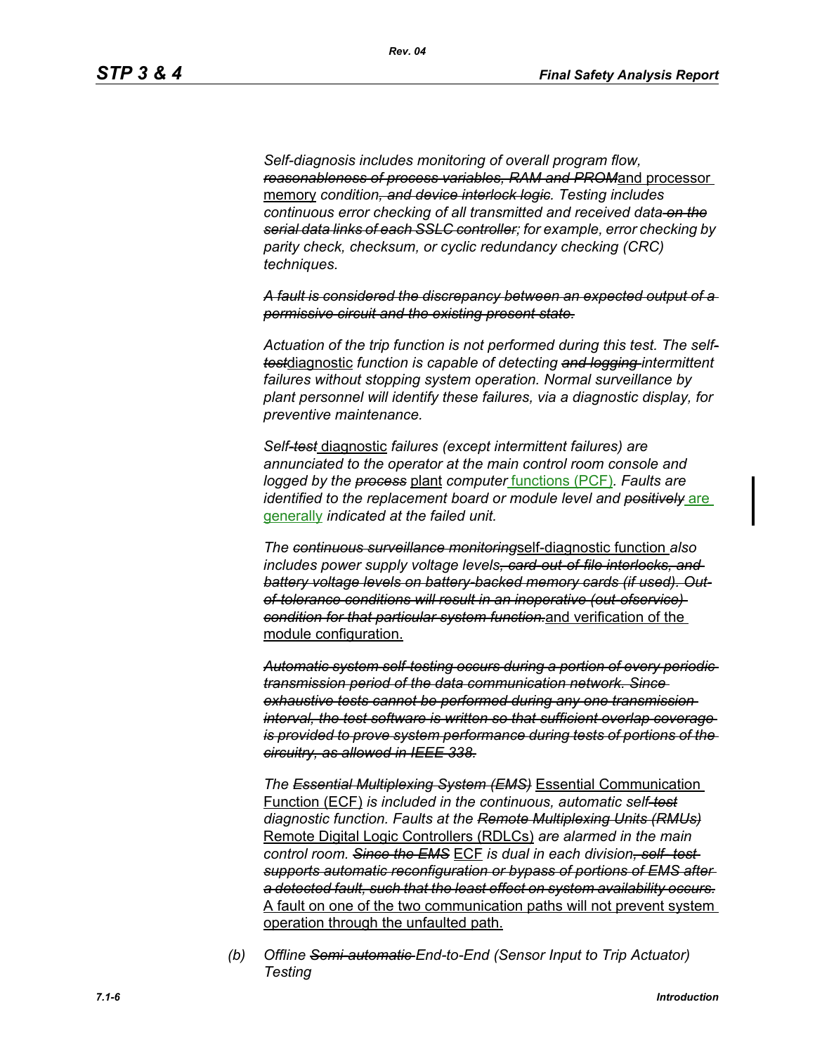*Self-diagnosis includes monitoring of overall program flow,* ~~*reasonableness of process variables, RAM and PROM*~~and processor memory *condition*~~*, and device interlock logic*~~*. Testing includes continuous error checking of all transmitted and received data* ~~*on the serial data links of each SSLC controller*~~*; for example, error checking by parity check, checksum, or cyclic redundancy checking (CRC) techniques.*

~~*A fault is considered the discrepancy between an expected output of a permissive circuit and the existing present state.*~~

*Actuation of the trip function is not performed during this test. The self-*~~*test*~~diagnostic *function is capable of detecting* ~~*and logging*~~ *intermittent failures without stopping system operation. Normal surveillance by plant personnel will identify these failures, via a diagnostic display, for preventive maintenance.*

*Self*~~*-test*~~ diagnostic *failures (except intermittent failures) are annunciated to the operator at the main control room console and logged by the* ~~*process*~~ plant *computer* functions (PCF)*. Faults are identified to the replacement board or module level and* ~~*positively*~~ are generally *indicated at the failed unit.*

*The* ~~*continuous surveillance monitoring*~~self-diagnostic function *also includes power supply voltage levels*~~*, card-out-of-file interlocks, and battery voltage levels on battery-backed memory cards (if used). Out-of-tolerance conditions will result in an inoperative (out-ofservice) condition for that particular system function.*~~and verification of the module configuration.

~~*Automatic system self-testing occurs during a portion of every periodic transmission period of the data communication network. Since exhaustive tests cannot be performed during any one transmission interval, the test software is written so that sufficient overlap coverage is provided to prove system performance during tests of portions of the circuitry, as allowed in IEEE 338.*~~

*The* ~~*Essential Multiplexing System (EMS)*~~ Essential Communication Function (ECF) *is included in the continuous, automatic self*~~*-test*~~ *diagnostic function. Faults at the* ~~*Remote Multiplexing Units (RMUs)*~~ Remote Digital Logic Controllers (RDLCs) *are alarmed in the main control room.* ~~*Since the EMS*~~ ECF *is dual in each division*~~*, self- test supports automatic reconfiguration or bypass of portions of EMS after a detected fault, such that the least effect on system availability occurs.*~~ A fault on one of the two communication paths will not prevent system operation through the unfaulted path.

(b) *Offline* ~~*Semi-automatic*~~ *End-to-End (Sensor Input to Trip Actuator) Testing*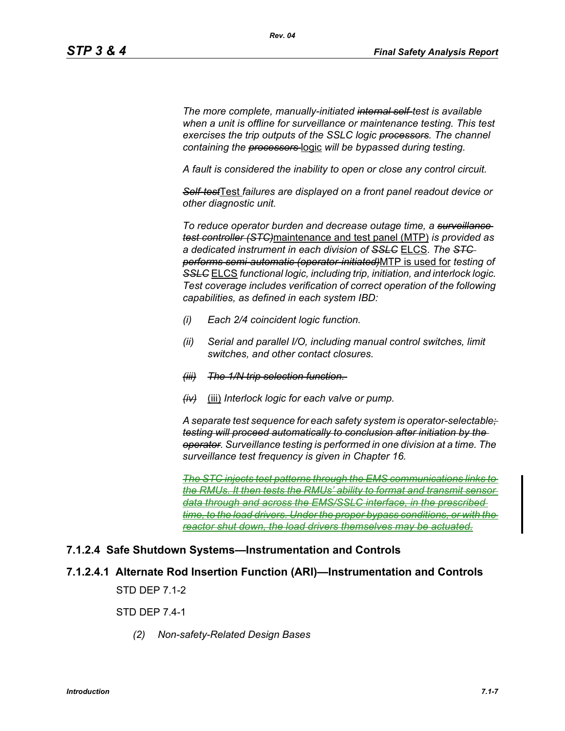*The more complete, manually-initiated ~~internal self-~~test is available when a unit is offline for surveillance or maintenance testing. This test exercises the trip outputs of the SSLC logic ~~processors~~. The channel containing the ~~processors~~ logic will be bypassed during testing.*

*A fault is considered the inability to open or close any control circuit.*

*~~Self-test~~Test failures are displayed on a front panel readout device or other diagnostic unit.*

*To reduce operator burden and decrease outage time, a ~~surveillance test controller (STC)~~maintenance and test panel (MTP) is provided as a dedicated instrument in each division of ~~SSLC~~ ELCS. The ~~STC performs semi-automatic (operator-initiated)~~MTP is used for testing of ~~SSLC~~ ELCS functional logic, including trip, initiation, and interlock logic. Test coverage includes verification of correct operation of the following capabilities, as defined in each system IBD:*

- *(i) Each 2/4 coincident logic function.*
- *(ii) Serial and parallel I/O, including manual control switches, limit switches, and other contact closures.*
- *~~(iii) The 1/N trip selection function.~~*
- *~~(iv)~~ (iii) Interlock logic for each valve or pump.*

*A separate test sequence for each safety system is operator-selectable~~; testing will proceed automatically to conclusion after initiation by the operator~~. Surveillance testing is performed in one division at a time. The surveillance test frequency is given in Chapter 16.*

*~~The STC injects test patterns through the EMS communications links to the RMUs. It then tests the RMUs' ability to format and transmit sensor data through and across the EMS/SSLC interface, in the prescribed time, to the load drivers. Under the proper bypass conditions, or with the reactor shut down, the load drivers themselves may be actuated.~~*

### 7.1.2.4 Safe Shutdown Systems—Instrumentation and Controls

#### 7.1.2.4.1 Alternate Rod Insertion Function (ARI)—Instrumentation and Controls

STD DEP 7.1-2

STD DEP 7.4-1

*(2) Non-safety-Related Design Bases*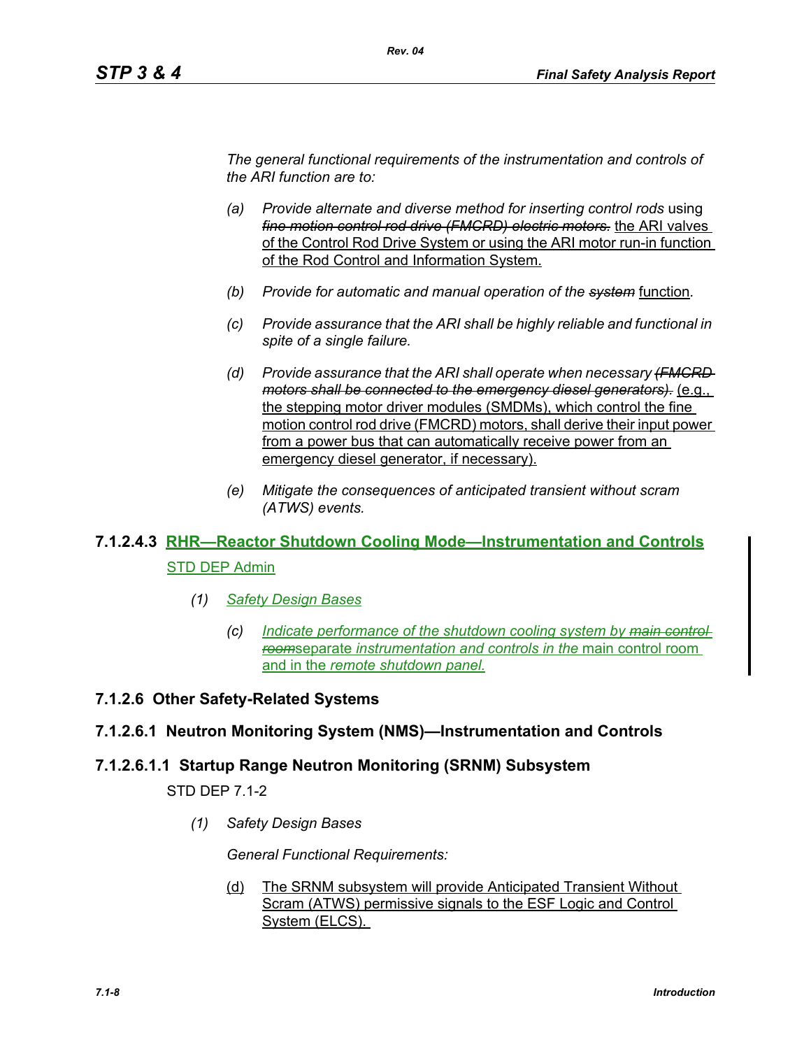*The general functional requirements of the instrumentation and controls of the ARI function are to:*

- *(a)* *Provide alternate and diverse method for inserting control rods* using ~~*fine motion control rod drive (FMCRD) electric motors.*~~ the ARI valves of the Control Rod Drive System or using the ARI motor run-in function of the Rod Control and Information System.

- *(b)* *Provide for automatic and manual operation of the* ~~*system*~~ function*.*

- *(c)* *Provide assurance that the ARI shall be highly reliable and functional in spite of a single failure.*

- *(d)* *Provide assurance that the ARI shall operate when necessary* ~~*(FMCRD motors shall be connected to the emergency diesel generators).*~~ (e.g., the stepping motor driver modules (SMDMs), which control the fine motion control rod drive (FMCRD) motors, shall derive their input power from a power bus that can automatically receive power from an emergency diesel generator, if necessary).

- *(e)* *Mitigate the consequences of anticipated transient without scram (ATWS) events.*

### 7.1.2.4.3 RHR—Reactor Shutdown Cooling Mode—Instrumentation and Controls

STD DEP Admin

*(1)* *Safety Design Bases*

- *(c)* *Indicate performance of the shutdown cooling system by* ~~*main control room*~~separate *instrumentation and controls in the* main control room and in the *remote shutdown panel.*

## 7.1.2.6 Other Safety-Related Systems

### 7.1.2.6.1 Neutron Monitoring System (NMS)—Instrumentation and Controls

### 7.1.2.6.1.1 Startup Range Neutron Monitoring (SRNM) Subsystem

STD DEP 7.1-2

*(1)* *Safety Design Bases*

*General Functional Requirements:*

- (d) The SRNM subsystem will provide Anticipated Transient Without Scram (ATWS) permissive signals to the ESF Logic and Control System (ELCS).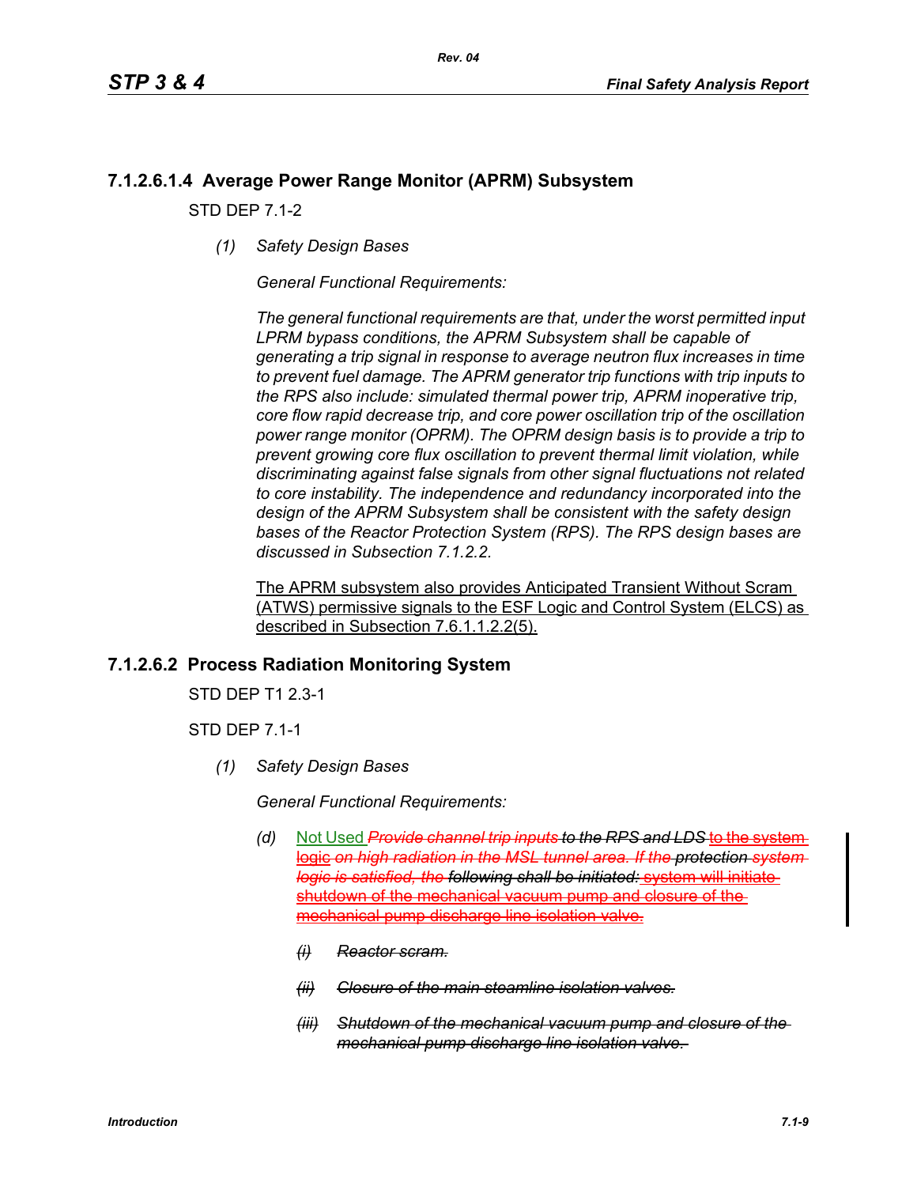### 7.1.2.6.1.4 Average Power Range Monitor (APRM) Subsystem

STD DEP 7.1-2

*(1) Safety Design Bases*

*General Functional Requirements:*

*The general functional requirements are that, under the worst permitted input LPRM bypass conditions, the APRM Subsystem shall be capable of generating a trip signal in response to average neutron flux increases in time to prevent fuel damage. The APRM generator trip functions with trip inputs to the RPS also include: simulated thermal power trip, APRM inoperative trip, core flow rapid decrease trip, and core power oscillation trip of the oscillation power range monitor (OPRM). The OPRM design basis is to provide a trip to prevent growing core flux oscillation to prevent thermal limit violation, while discriminating against false signals from other signal fluctuations not related to core instability. The independence and redundancy incorporated into the design of the APRM Subsystem shall be consistent with the safety design bases of the Reactor Protection System (RPS). The RPS design bases are discussed in Subsection 7.1.2.2.*

The APRM subsystem also provides Anticipated Transient Without Scram (ATWS) permissive signals to the ESF Logic and Control System (ELCS) as described in Subsection 7.6.1.1.2.2(5).

### 7.1.2.6.2 Process Radiation Monitoring System

STD DEP T1 2.3-1

STD DEP 7.1-1

*(1) Safety Design Bases*

*General Functional Requirements:*

*(d)* Not Used ~~*Provide channel trip inputs*~~ *to the RPS and LDS* ~~to the system logic~~ ~~*on high radiation in the MSL tunnel area. If the*~~ *protection* ~~*system*~~ ~~*logic is satisfied, the*~~ *following shall be initiated:* ~~system will initiate shutdown of the mechanical vacuum pump and closure of the mechanical pump discharge line isolation valve.~~

~~*(i) Reactor scram.*~~

~~*(ii) Closure of the main steamline isolation valves.*~~

~~*(iii) Shutdown of the mechanical vacuum pump and closure of the mechanical pump discharge line isolation valve.*~~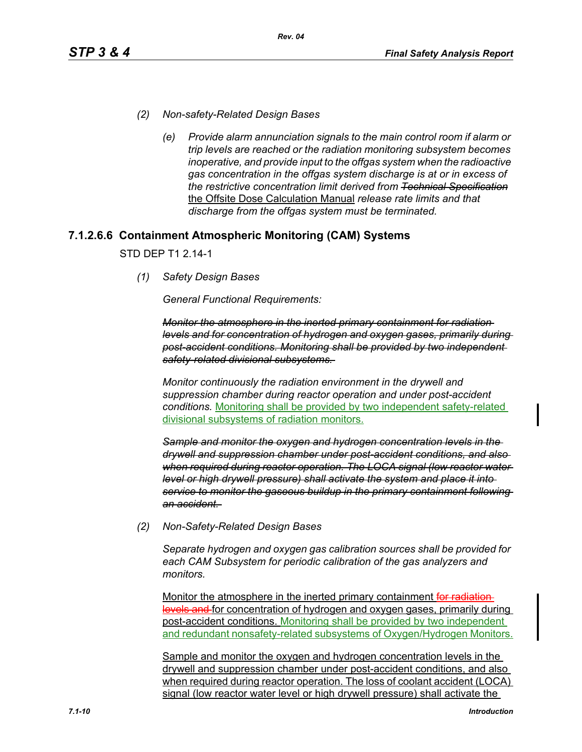*(2) Non-safety-Related Design Bases*

*(e) Provide alarm annunciation signals to the main control room if alarm or trip levels are reached or the radiation monitoring subsystem becomes inoperative, and provide input to the offgas system when the radioactive gas concentration in the offgas system discharge is at or in excess of the restrictive concentration limit derived from ~~Technical Specification~~* the Offsite Dose Calculation Manual *release rate limits and that discharge from the offgas system must be terminated.*

### 7.1.2.6.6 Containment Atmospheric Monitoring (CAM) Systems

STD DEP T1 2.14-1

*(1) Safety Design Bases*

*General Functional Requirements:*

~~*Monitor the atmosphere in the inerted primary containment for radiation levels and for concentration of hydrogen and oxygen gases, primarily during post-accident conditions. Monitoring shall be provided by two independent safety-related divisional subsystems.*~~

*Monitor continuously the radiation environment in the drywell and suppression chamber during reactor operation and under post-accident conditions.* Monitoring shall be provided by two independent safety-related divisional subsystems of radiation monitors.

~~*Sample and monitor the oxygen and hydrogen concentration levels in the drywell and suppression chamber under post-accident conditions, and also when required during reactor operation. The LOCA signal (low reactor water level or high drywell pressure) shall activate the system and place it into service to monitor the gaseous buildup in the primary containment following an accident.*~~

*(2) Non-Safety-Related Design Bases*

*Separate hydrogen and oxygen gas calibration sources shall be provided for each CAM Subsystem for periodic calibration of the gas analyzers and monitors.*

Monitor the atmosphere in the inerted primary containment ~~for radiation levels and~~ for concentration of hydrogen and oxygen gases, primarily during post-accident conditions. Monitoring shall be provided by two independent and redundant nonsafety-related subsystems of Oxygen/Hydrogen Monitors.

Sample and monitor the oxygen and hydrogen concentration levels in the drywell and suppression chamber under post-accident conditions, and also when required during reactor operation. The loss of coolant accident (LOCA) signal (low reactor water level or high drywell pressure) shall activate the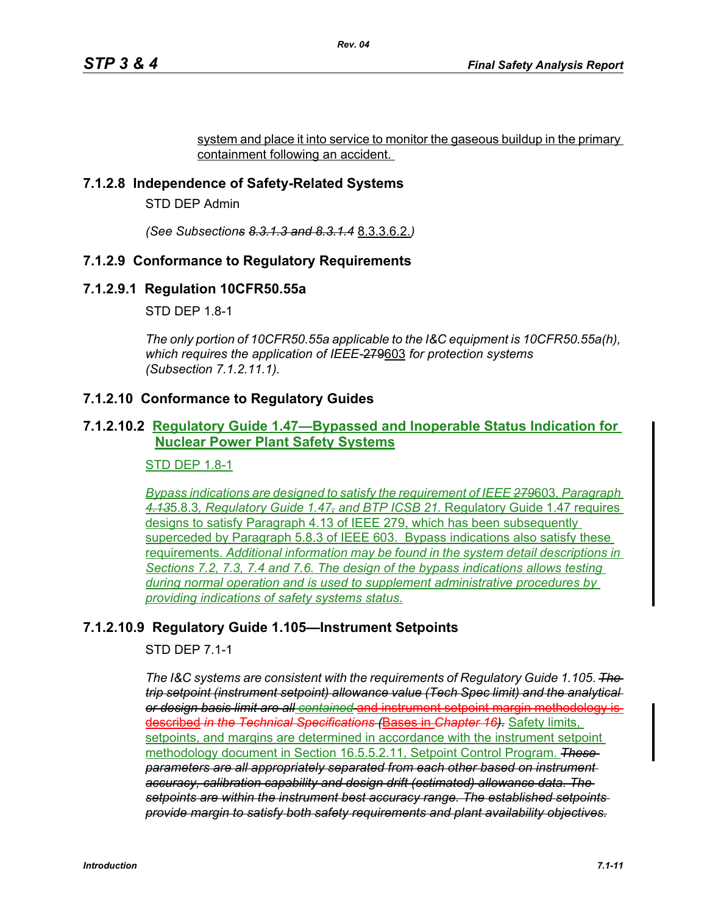system and place it into service to monitor the gaseous buildup in the primary containment following an accident.

### 7.1.2.8 Independence of Safety-Related Systems

STD DEP Admin

*(See Subsections ~~8.3.1.3 and 8.3.1.4~~* 8.3.3.6.2.*)*

### 7.1.2.9 Conformance to Regulatory Requirements

#### 7.1.2.9.1 Regulation 10CFR50.55a

STD DEP 1.8-1

*The only portion of 10CFR50.55a applicable to the I&C equipment is 10CFR50.55a(h), which requires the application of IEEE-~~279~~*603 *for protection systems (Subsection 7.1.2.11.1).*

### 7.1.2.10 Conformance to Regulatory Guides

#### 7.1.2.10.2 Regulatory Guide 1.47—Bypassed and Inoperable Status Indication for Nuclear Power Plant Safety Systems

STD DEP 1.8-1

*Bypass indications are designed to satisfy the requirement of IEEE ~~279~~*603*, Paragraph ~~4.13~~*5.8.3*, Regulatory Guide 1.47~~,~~ and BTP ICSB 21.* Regulatory Guide 1.47 requires designs to satisfy Paragraph 4.13 of IEEE 279, which has been subsequently superceded by Paragraph 5.8.3 of IEEE 603. Bypass indications also satisfy these requirements. *Additional information may be found in the system detail descriptions in Sections 7.2, 7.3, 7.4 and 7.6. The design of the bypass indications allows testing during normal operation and is used to supplement administrative procedures by providing indications of safety systems status.*

#### 7.1.2.10.9 Regulatory Guide 1.105—Instrument Setpoints

STD DEP 7.1-1

*The I&C systems are consistent with the requirements of Regulatory Guide 1.105. ~~The trip setpoint (instrument setpoint) allowance value (Tech Spec limit) and the analytical or design basis limit are all~~ ~~contained~~* ~~and instrument setpoint margin methodology is described~~ *~~in the Technical Specifications (~~*~~Bases in~~ *~~Chapter 16)~~.* Safety limits, setpoints, and margins are determined in accordance with the instrument setpoint methodology document in Section 16.5.5.2.11, Setpoint Control Program. *~~These parameters are all appropriately separated from each other based on instrument accuracy, calibration capability and design drift (estimated) allowance data. The setpoints are within the instrument best accuracy range. The established setpoints provide margin to satisfy both safety requirements and plant availability objectives.~~*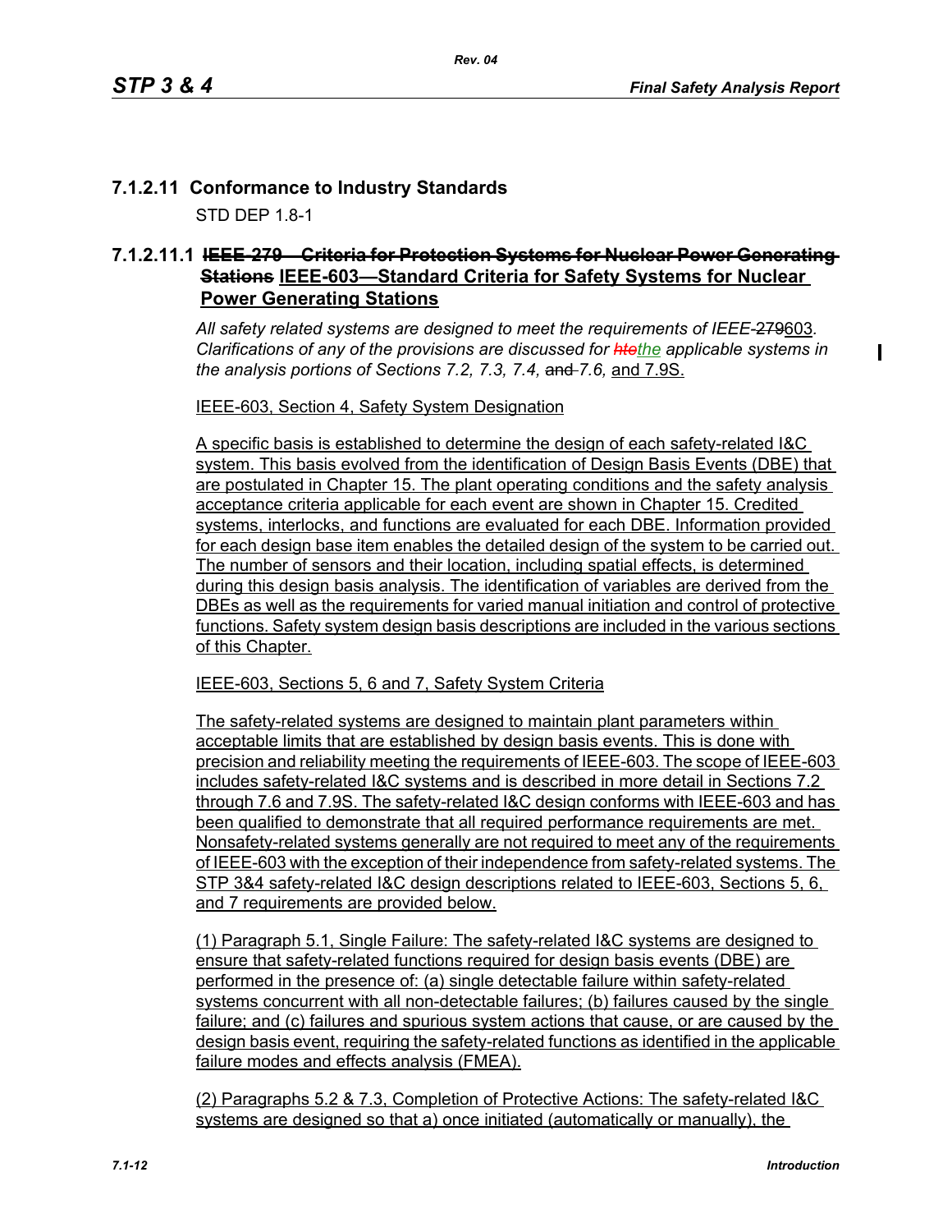## 7.1.2.11 Conformance to Industry Standards

STD DEP 1.8-1

### 7.1.2.11.1 ~~IEEE-279—Criteria for Protection Systems for Nuclear Power Generating Stations~~ IEEE-603—Standard Criteria for Safety Systems for Nuclear Power Generating Stations

*All safety related systems are designed to meet the requirements of IEEE-*~~279~~603*. Clarifications of any of the provisions are discussed for* ~~*hte*~~*the applicable systems in the analysis portions of Sections 7.2, 7.3, 7.4,* ~~and~~ *7.6,* and 7.9S.

IEEE-603, Section 4, Safety System Designation

A specific basis is established to determine the design of each safety-related I&C system. This basis evolved from the identification of Design Basis Events (DBE) that are postulated in Chapter 15. The plant operating conditions and the safety analysis acceptance criteria applicable for each event are shown in Chapter 15. Credited systems, interlocks, and functions are evaluated for each DBE. Information provided for each design base item enables the detailed design of the system to be carried out. The number of sensors and their location, including spatial effects, is determined during this design basis analysis. The identification of variables are derived from the DBEs as well as the requirements for varied manual initiation and control of protective functions. Safety system design basis descriptions are included in the various sections of this Chapter.

IEEE-603, Sections 5, 6 and 7, Safety System Criteria

The safety-related systems are designed to maintain plant parameters within acceptable limits that are established by design basis events. This is done with precision and reliability meeting the requirements of IEEE-603. The scope of IEEE-603 includes safety-related I&C systems and is described in more detail in Sections 7.2 through 7.6 and 7.9S. The safety-related I&C design conforms with IEEE-603 and has been qualified to demonstrate that all required performance requirements are met. Nonsafety-related systems generally are not required to meet any of the requirements of IEEE-603 with the exception of their independence from safety-related systems. The STP 3&4 safety-related I&C design descriptions related to IEEE-603, Sections 5, 6, and 7 requirements are provided below.

(1) Paragraph 5.1, Single Failure: The safety-related I&C systems are designed to ensure that safety-related functions required for design basis events (DBE) are performed in the presence of: (a) single detectable failure within safety-related systems concurrent with all non-detectable failures; (b) failures caused by the single failure; and (c) failures and spurious system actions that cause, or are caused by the design basis event, requiring the safety-related functions as identified in the applicable failure modes and effects analysis (FMEA).

(2) Paragraphs 5.2 & 7.3, Completion of Protective Actions: The safety-related I&C systems are designed so that a) once initiated (automatically or manually), the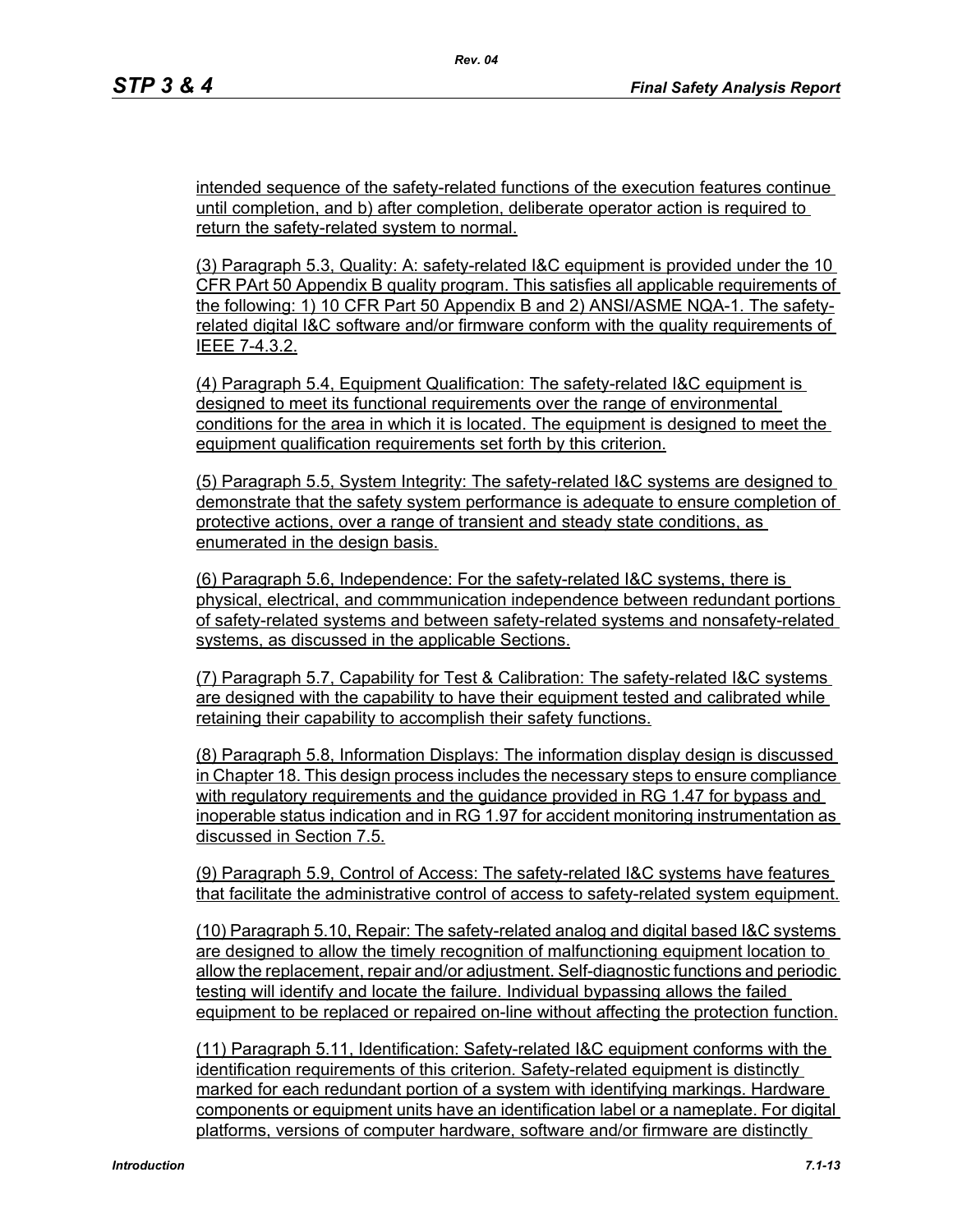intended sequence of the safety-related functions of the execution features continue until completion, and b) after completion, deliberate operator action is required to return the safety-related system to normal.

(3) Paragraph 5.3, Quality: A: safety-related I&C equipment is provided under the 10 CFR PArt 50 Appendix B quality program. This satisfies all applicable requirements of the following: 1) 10 CFR Part 50 Appendix B and 2) ANSI/ASME NQA-1. The safety-related digital I&C software and/or firmware conform with the quality requirements of IEEE 7-4.3.2.

(4) Paragraph 5.4, Equipment Qualification: The safety-related I&C equipment is designed to meet its functional requirements over the range of environmental conditions for the area in which it is located. The equipment is designed to meet the equipment qualification requirements set forth by this criterion.

(5) Paragraph 5.5, System Integrity: The safety-related I&C systems are designed to demonstrate that the safety system performance is adequate to ensure completion of protective actions, over a range of transient and steady state conditions, as enumerated in the design basis.

(6) Paragraph 5.6, Independence: For the safety-related I&C systems, there is physical, electrical, and commmunication independence between redundant portions of safety-related systems and between safety-related systems and nonsafety-related systems, as discussed in the applicable Sections.

(7) Paragraph 5.7, Capability for Test & Calibration: The safety-related I&C systems are designed with the capability to have their equipment tested and calibrated while retaining their capability to accomplish their safety functions.

(8) Paragraph 5.8, Information Displays: The information display design is discussed in Chapter 18. This design process includes the necessary steps to ensure compliance with regulatory requirements and the guidance provided in RG 1.47 for bypass and inoperable status indication and in RG 1.97 for accident monitoring instrumentation as discussed in Section 7.5.

(9) Paragraph 5.9, Control of Access: The safety-related I&C systems have features that facilitate the administrative control of access to safety-related system equipment.

(10) Paragraph 5.10, Repair: The safety-related analog and digital based I&C systems are designed to allow the timely recognition of malfunctioning equipment location to allow the replacement, repair and/or adjustment. Self-diagnostic functions and periodic testing will identify and locate the failure. Individual bypassing allows the failed equipment to be replaced or repaired on-line without affecting the protection function.

(11) Paragraph 5.11, Identification: Safety-related I&C equipment conforms with the identification requirements of this criterion. Safety-related equipment is distinctly marked for each redundant portion of a system with identifying markings. Hardware components or equipment units have an identification label or a nameplate. For digital platforms, versions of computer hardware, software and/or firmware are distinctly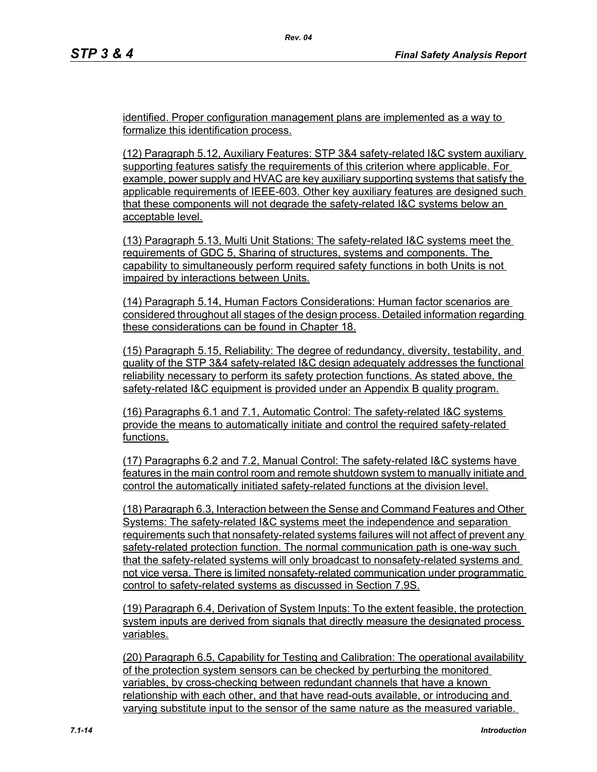identified. Proper configuration management plans are implemented as a way to formalize this identification process.

(12) Paragraph 5.12, Auxiliary Features: STP 3&4 safety-related I&C system auxiliary supporting features satisfy the requirements of this criterion where applicable. For example, power supply and HVAC are key auxiliary supporting systems that satisfy the applicable requirements of IEEE-603. Other key auxiliary features are designed such that these components will not degrade the safety-related I&C systems below an acceptable level.

(13) Paragraph 5.13, Multi Unit Stations: The safety-related I&C systems meet the requirements of GDC 5, Sharing of structures, systems and components. The capability to simultaneously perform required safety functions in both Units is not impaired by interactions between Units.

(14) Paragraph 5.14, Human Factors Considerations: Human factor scenarios are considered throughout all stages of the design process. Detailed information regarding these considerations can be found in Chapter 18.

(15) Paragraph 5.15, Reliability: The degree of redundancy, diversity, testability, and quality of the STP 3&4 safety-related I&C design adequately addresses the functional reliability necessary to perform its safety protection functions. As stated above, the safety-related I&C equipment is provided under an Appendix B quality program.

(16) Paragraphs 6.1 and 7.1, Automatic Control: The safety-related I&C systems provide the means to automatically initiate and control the required safety-related functions.

(17) Paragraphs 6.2 and 7.2, Manual Control: The safety-related I&C systems have features in the main control room and remote shutdown system to manually initiate and control the automatically initiated safety-related functions at the division level.

(18) Paragraph 6.3, Interaction between the Sense and Command Features and Other Systems: The safety-related I&C systems meet the independence and separation requirements such that nonsafety-related systems failures will not affect of prevent any safety-related protection function. The normal communication path is one-way such that the safety-related systems will only broadcast to nonsafety-related systems and not vice versa. There is limited nonsafety-related communication under programmatic control to safety-related systems as discussed in Section 7.9S.

(19) Paragraph 6.4, Derivation of System Inputs: To the extent feasible, the protection system inputs are derived from signals that directly measure the designated process variables.

(20) Paragraph 6.5, Capability for Testing and Calibration: The operational availability of the protection system sensors can be checked by perturbing the monitored variables, by cross-checking between redundant channels that have a known relationship with each other, and that have read-outs available, or introducing and varying substitute input to the sensor of the same nature as the measured variable.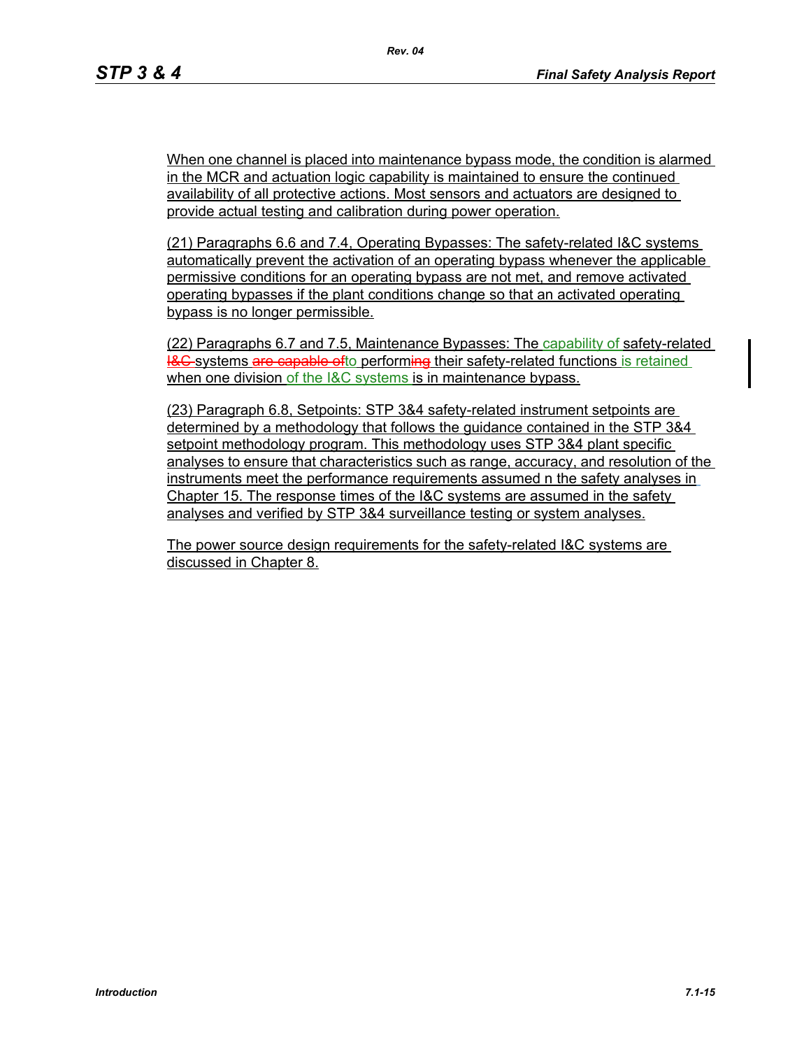When one channel is placed into maintenance bypass mode, the condition is alarmed in the MCR and actuation logic capability is maintained to ensure the continued availability of all protective actions. Most sensors and actuators are designed to provide actual testing and calibration during power operation.

(21) Paragraphs 6.6 and 7.4, Operating Bypasses: The safety-related I&C systems automatically prevent the activation of an operating bypass whenever the applicable permissive conditions for an operating bypass are not met, and remove activated operating bypasses if the plant conditions change so that an activated operating bypass is no longer permissible.

(22) Paragraphs 6.7 and 7.5, Maintenance Bypasses: The capability of safety-related ~~I&C~~ systems ~~are capable of~~to perform~~ing~~ their safety-related functions is retained when one division of the I&C systems is in maintenance bypass.

(23) Paragraph 6.8, Setpoints: STP 3&4 safety-related instrument setpoints are determined by a methodology that follows the guidance contained in the STP 3&4 setpoint methodology program. This methodology uses STP 3&4 plant specific analyses to ensure that characteristics such as range, accuracy, and resolution of the instruments meet the performance requirements assumed n the safety analyses in Chapter 15. The response times of the I&C systems are assumed in the safety analyses and verified by STP 3&4 surveillance testing or system analyses.

The power source design requirements for the safety-related I&C systems are discussed in Chapter 8.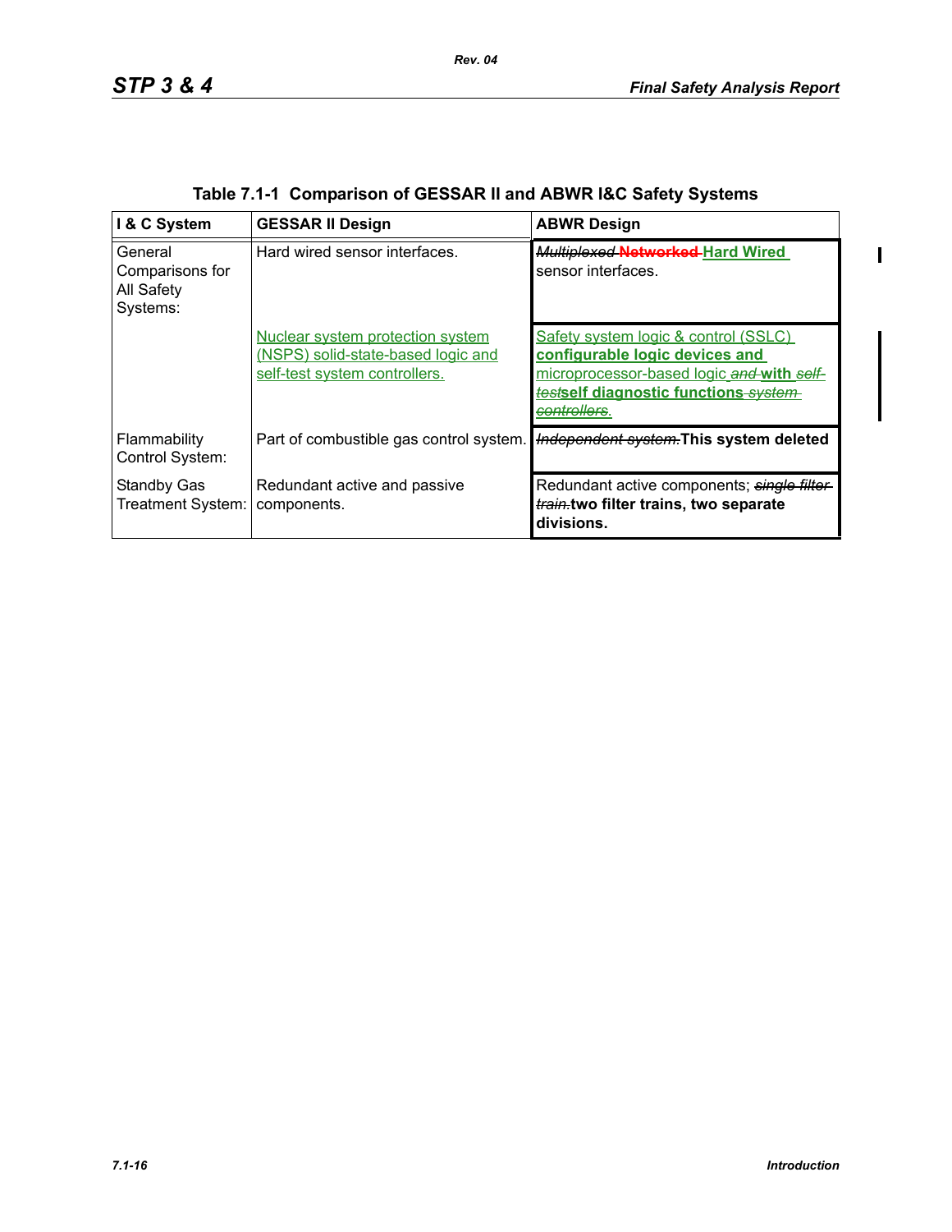Table 7.1-1 Comparison of GESSAR II and ABWR I&C Safety Systems

| I & C System | GESSAR II Design | ABWR Design |
|---|---|---|
| General Comparisons for All Safety Systems: | Hard wired sensor interfaces. | ~~*Multiplexed*~~ ~~**Networked**~~ **Hard Wired** sensor interfaces. |
| | Nuclear system protection system (NSPS) solid-state-based logic and self-test system controllers. | Safety system logic & control (SSLC) **configurable logic devices and** microprocessor-based logic ~~*and*~~ **with** ~~*self-test*~~**self diagnostic functions** ~~*system controllers*~~. |
| Flammability Control System: | Part of combustible gas control system. | ~~*Independent system.*~~**This system deleted** |
| Standby Gas Treatment System: | Redundant active and passive components. | Redundant active components; ~~*single filter train.*~~**two filter trains, two separate divisions.** |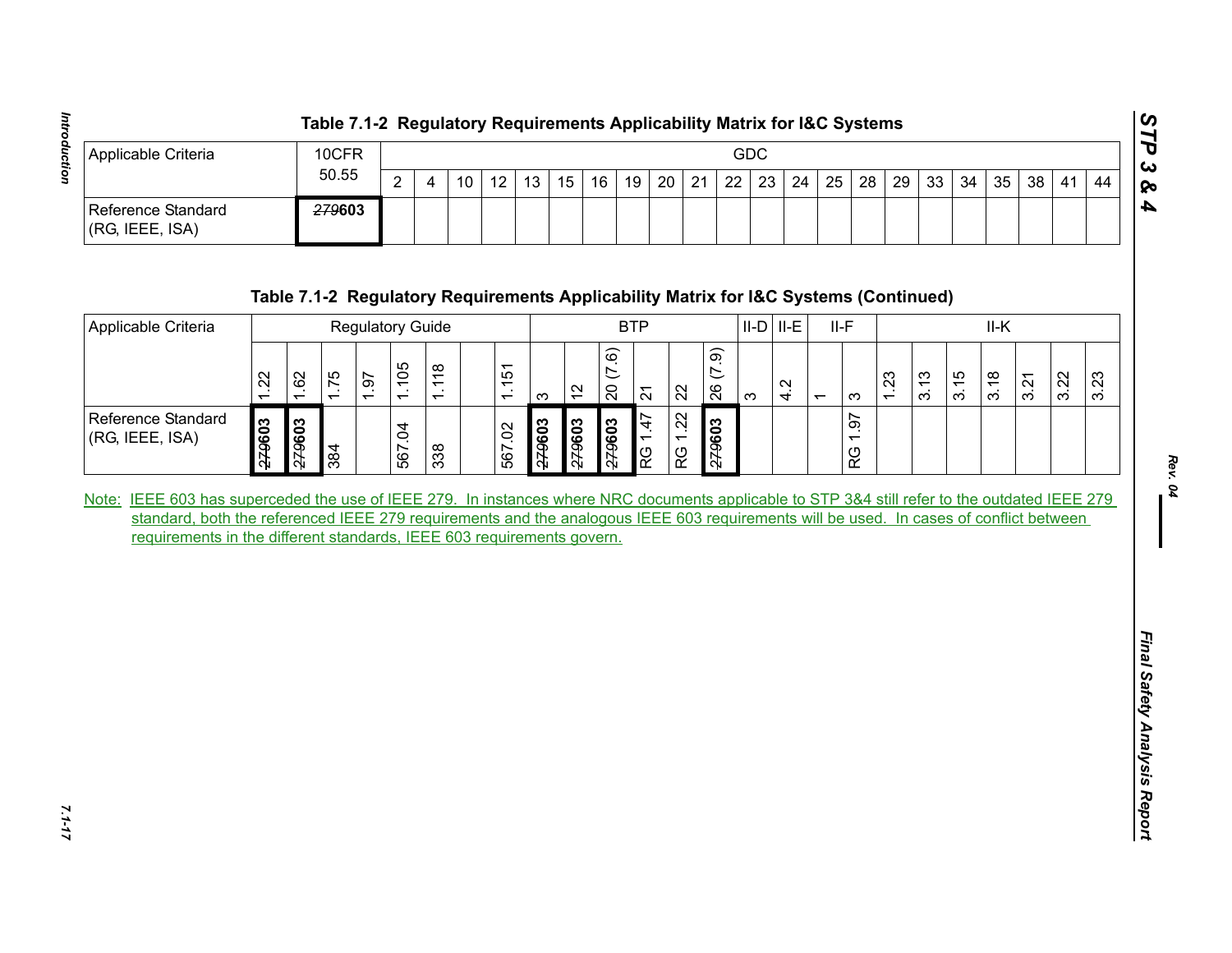**Table 7.1-2 Regulatory Requirements Applicability Matrix for I&C Systems**

| Applicable Criteria | 10CFR 50.55 | GDC | | | | | | | | | | | | | | | | | | | | | |
|---|---|---|---|---|---|---|---|---|---|---|---|---|---|---|---|---|---|---|---|---|---|---|---|
| | | 2 | 4 | 10 | 12 | 13 | 15 | 16 | 19 | 20 | 21 | 22 | 23 | 24 | 25 | 28 | 29 | 33 | 34 | 35 | 38 | 41 | 44 |
| Reference Standard (RG, IEEE, ISA) | ~~279~~**603** | | | | | | | | | | | | | | | | | | | | | | |

**Table 7.1-2 Regulatory Requirements Applicability Matrix for I&C Systems (Continued)**

| Applicable Criteria | Regulatory Guide | | | | | | | | BTP | | | | | | II-D | II-E | II-F | | II-K | | | | | | |
|---|---|---|---|---|---|---|---|---|---|---|---|---|---|---|---|---|---|---|---|---|---|---|---|---|---|
| | 1.22 | 1.62 | 1.75 | 1.97 | 1.105 | 1.118 | | 1.151 | 3 | 12 | 20 (7.6) | 21 | 22 | 26 (7.9) | 3 | 4.2 | 1 | 3 | 1.23 | 3.13 | 3.15 | 3.18 | 3.21 | 3.22 | 3.23 |
| Reference Standard (RG, IEEE, ISA) | ~~279~~**603** | ~~279~~**603** | 384 | | 567.04 | 338 | | 567.02 | ~~279~~**603** | ~~279~~**603** | ~~279~~**603** | RG 1.47 | RG 1.22 | ~~279~~**603** | | | | RG 1.97 | | | | | | | |

Note: IEEE 603 has superceded the use of IEEE 279. In instances where NRC documents applicable to STP 3&4 still refer to the outdated IEEE 279 standard, both the referenced IEEE 279 requirements and the analogous IEEE 603 requirements will be used. In cases of conflict between requirements in the different standards, IEEE 603 requirements govern.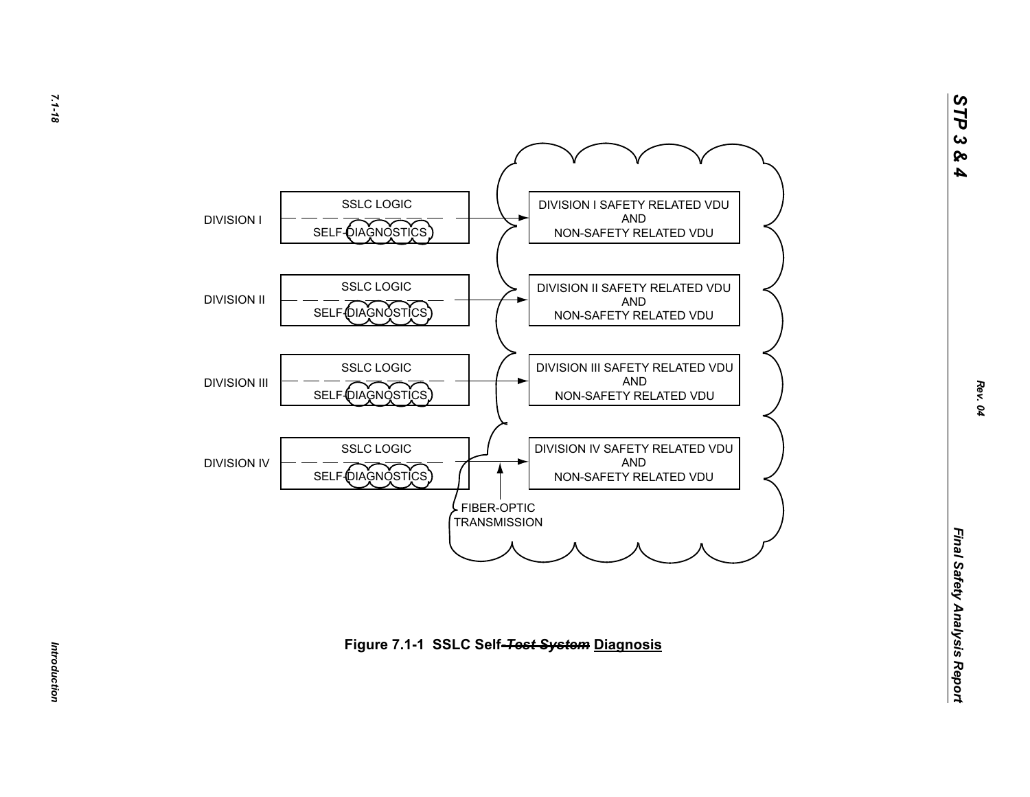DIVISION I

SSLC LOGIC

SELF-DIAGNOSTICS

DIVISION I SAFETY RELATED VDU
AND
NON-SAFETY RELATED VDU

DIVISION II

SSLC LOGIC

SELF-DIAGNOSTICS

DIVISION II SAFETY RELATED VDU
AND
NON-SAFETY RELATED VDU

DIVISION III

SSLC LOGIC

SELF-DIAGNOSTICS

DIVISION III SAFETY RELATED VDU
AND
NON-SAFETY RELATED VDU

DIVISION IV

SSLC LOGIC

SELF-DIAGNOSTICS

DIVISION IV SAFETY RELATED VDU
AND
NON-SAFETY RELATED VDU

FIBER-OPTIC
TRANSMISSION

**Figure 7.1-1 SSLC Self-~~*Test System*~~ Diagnosis**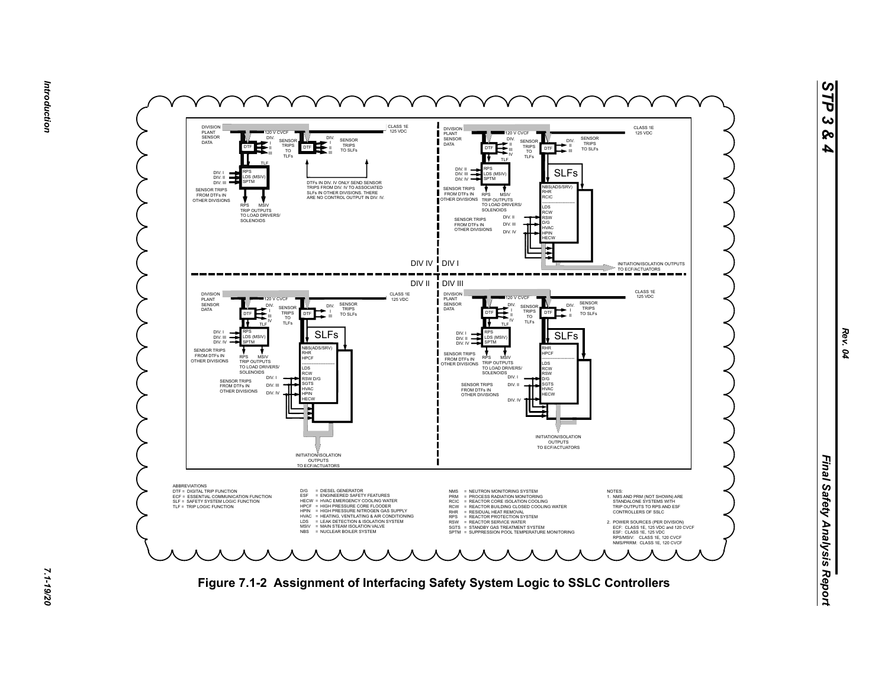DIVISION PLANT SENSOR DATA

120 V CVCF

CLASS 1E 125 VDC

DTF

DIV. I II III

SENSOR TRIPS TO TLFs

DIV. I II III

SENSOR TRIPS TO SLFs

TLF

DIV. I
DIV. II
DIV. III

RPS
LDS (MSIV)
SPTM

SENSOR TRIPS FROM DTFs IN OTHER DIVISIONS

RPS MSIV
TRIP OUTPUTS TO LOAD DRIVERS/ SOLENOIDS

DTFs IN DIV. IV ONLY SEND SENSOR TRIPS FROM DIV. IV TO ASSOCIATED SLFs IN OTHER DIVISIONS. THERE ARE NO CONTROL OUTPUT IN DIV. IV.

DIVISION PLANT SENSOR DATA

120 V CVCF

CLASS 1E 125 VDC

DIV. II III IV

SENSOR TRIPS TO TLFs

DIV. II III

SENSOR TRIPS TO SLFs

TLF

DIV. II
DIV. III
DIV. IV

RPS
LDS (MSIV)
SPTM

SLFs

NBS(ADS/SRV)
RHR
RCIC

LDS
RCW
RSW
D/G
HVAC
HPIN
HECW

SENSOR TRIPS FROM DTFs IN OTHER DIVISIONS

RPS MSIV
TRIP OUTPUTS TO LOAD DRIVERS/ SOLENOIDS

SENSOR TRIPS FROM DTFs IN OTHER DIVISIONS

DIV. II
DIV. III
DIV. IV

INITIATION/ISOLATION OUTPUTS TO ECF/ACTUATORS

DIV IV | DIV I

DIV II | DIV III

DIVISION PLANT SENSOR DATA

120 V CVCF

CLASS 1E 125 VDC

DIV. I III IV

SENSOR TRIPS TO TLFs

DIV. I III

SENSOR TRIPS TO SLFs

TLF

DIV. I
DIV. III
DIV. IV

RPS
LDS (MSIV)
SPTM

SLFs

NBS(ADS/SRV)
RHR
HPCF

LDS
RCW
RSW D/G
SGTS
HVAC
HPIN
HECW

SENSOR TRIPS FROM DTFs IN OTHER DIVISIONS

RPS MSIV
TRIP OUTPUTS TO LOAD DRIVERS/ SOLENOIDS

SENSOR TRIPS FROM DTFs IN OTHER DIVISIONS

DIV. I
DIV. III
DIV. IV

INITIATION/ISOLATION OUTPUTS TO ECF/ACTUATORS

DIVISION PLANT SENSOR DATA

120 V CVCF

CLASS 1E 125 VDC

DIV. I II IV

SENSOR TRIPS TO TLFs

DIV. I II

SENSOR TRIPS TO SLFs

TLF

DIV. I
DIV. II
DIV. IV

RPS
LDS (MSIV)
SPTM

SLFs

RHR
HPCF

LDS
RCW
RSW
D/G
SGTS
HVAC
HECW

SENSOR TRIPS FROM DTFs IN OTHER DIVISIONS

RPS MSIV
TRIP OUTPUTS TO LOAD DRIVERS/ SOLENOIDS

SENSOR TRIPS FROM DTFs IN OTHER DIVISIONS

DIV. I
DIV. II
DIV. IV

INITIATION/ISOLATION OUTPUTS TO ECF/ACTUATORS

ABBREVIATIONS
DTF = DIGITAL TRIP FUNCTION
ECF = ESSENTIAL COMMUNICATION FUNCTION
SLF = SAFETY SYSTEM LOGIC FUNCTION
TLF = TRIP LOGIC FUNCTION

D/G = DIESEL GENERATOR
ESF = ENGINEERED SAFETY FEATURES
HECW = HVAC EMERGENCY COOLING WATER
HPCF = HIGH PRESSURE CORE FLOODER
HPIN = HIGH PRESSURE NITROGEN GAS SUPPLY
HVAC = HEATING, VENTILATING & AIR CONDITIONING
LDS = LEAK DETECTION & ISOLATION SYSTEM
MSIV = MAIN STEAM ISOLATION VALVE
NBS = NUCLEAR BOILER SYSTEM

NMS = NEUTRON MONITORING SYSTEM
PRM = PROCESS RADIATION MONITORING
RCIC = REACTOR CORE ISOLATION COOLING
RCW = REACTOR BUILDING CLOSED COOLING WATER
RHR = RESIDUAL HEAT REMOVAL
RPS = REACTOR PROTECTION SYSTEM
RSW = REACTOR SERVICE WATER
SGTS = STANDBY GAS TREATMENT SYSTEM
SPTM = SUPPRESSION POOL TEMPERATURE MONITORING

NOTES:
1. NMS AND PRM (NOT SHOWN) ARE STANDALONE SYSTEMS WITH TRIP OUTPUTS TO RPS AND ESF CONTROLLERS OF SSLC
2. POWER SOURCES (PER DIVISION)
ECF: CLASS 1E, 125 VDC and 120 CVCF
ESF: CLASS 1E, 125 VDC
RPS/MSIV: CLASS 1E, 120 CVCF
NMS/PRRM: CLASS 1E, 120 CVCF

**Figure 7.1-2 Assignment of Interfacing Safety System Logic to SSLC Controllers**